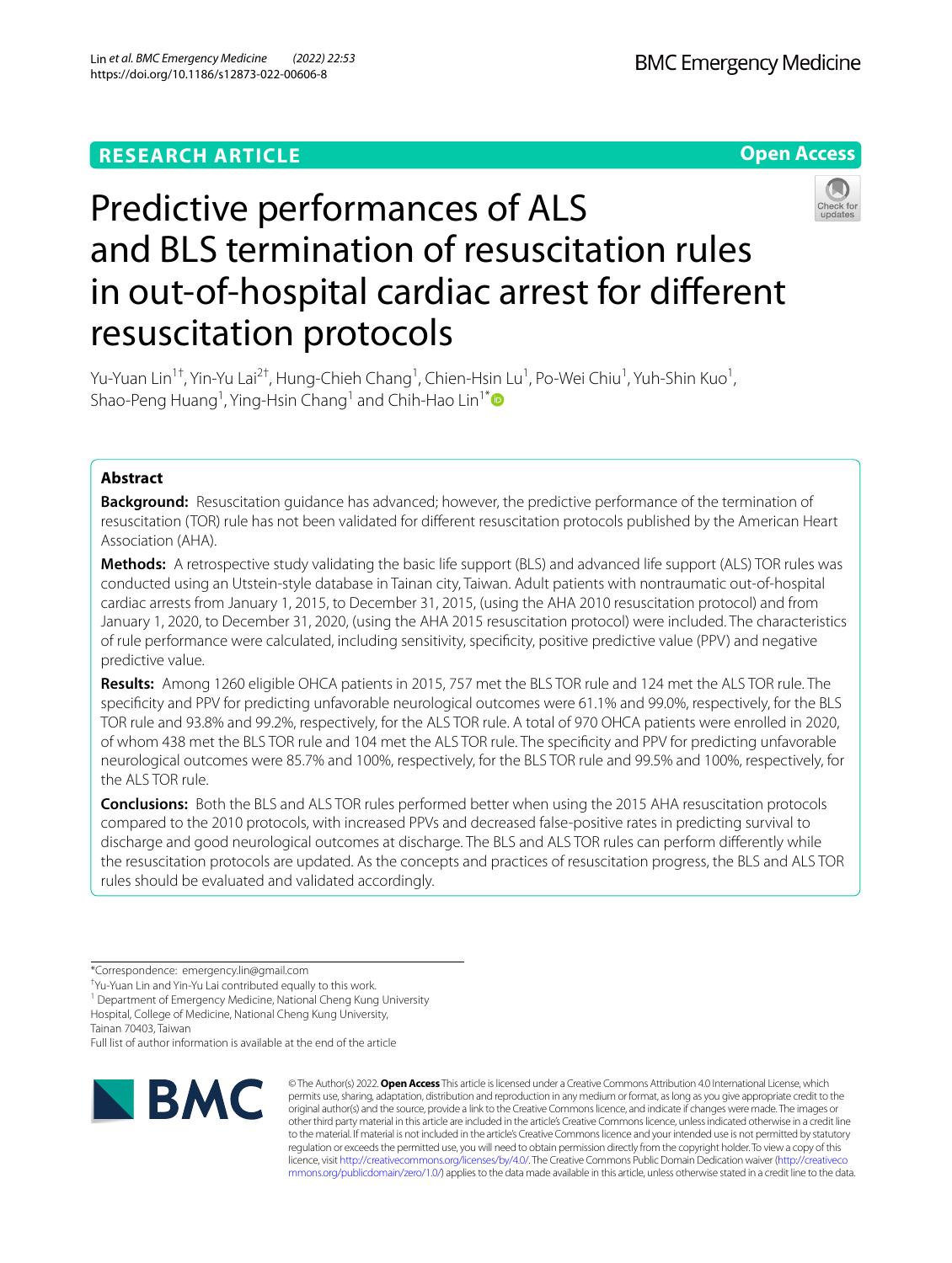RESEARCH ARTICLE

Open Access

# Predictive performances of ALS and BLS termination of resuscitation rules in out-of-hospital cardiac arrest for different resuscitation protocols

Yu-Yuan Lin[1†], Yin-Yu Lai[2†], Hung-Chieh Chang[1], Chien-Hsin Lu[1], Po-Wei Chiu[1], Yuh-Shin Kuo[1], Shao-Peng Huang[1], Ying-Hsin Chang[1] and Chih-Hao Lin[1*]

## Abstract

**Background:** Resuscitation guidance has advanced; however, the predictive performance of the termination of resuscitation (TOR) rule has not been validated for different resuscitation protocols published by the American Heart Association (AHA).

**Methods:** A retrospective study validating the basic life support (BLS) and advanced life support (ALS) TOR rules was conducted using an Utstein-style database in Tainan city, Taiwan. Adult patients with nontraumatic out-of-hospital cardiac arrests from January 1, 2015, to December 31, 2015, (using the AHA 2010 resuscitation protocol) and from January 1, 2020, to December 31, 2020, (using the AHA 2015 resuscitation protocol) were included. The characteristics of rule performance were calculated, including sensitivity, specificity, positive predictive value (PPV) and negative predictive value.

**Results:** Among 1260 eligible OHCA patients in 2015, 757 met the BLS TOR rule and 124 met the ALS TOR rule. The specificity and PPV for predicting unfavorable neurological outcomes were 61.1% and 99.0%, respectively, for the BLS TOR rule and 93.8% and 99.2%, respectively, for the ALS TOR rule. A total of 970 OHCA patients were enrolled in 2020, of whom 438 met the BLS TOR rule and 104 met the ALS TOR rule. The specificity and PPV for predicting unfavorable neurological outcomes were 85.7% and 100%, respectively, for the BLS TOR rule and 99.5% and 100%, respectively, for the ALS TOR rule.

**Conclusions:** Both the BLS and ALS TOR rules performed better when using the 2015 AHA resuscitation protocols compared to the 2010 protocols, with increased PPVs and decreased false-positive rates in predicting survival to discharge and good neurological outcomes at discharge. The BLS and ALS TOR rules can perform differently while the resuscitation protocols are updated. As the concepts and practices of resuscitation progress, the BLS and ALS TOR rules should be evaluated and validated accordingly.

*Correspondence: emergency.lin@gmail.com

†Yu-Yuan Lin and Yin-Yu Lai contributed equally to this work.

[1] Department of Emergency Medicine, National Cheng Kung University Hospital, College of Medicine, National Cheng Kung University, Tainan 70403, Taiwan

Full list of author information is available at the end of the article

© The Author(s) 2022. **Open Access** This article is licensed under a Creative Commons Attribution 4.0 International License, which permits use, sharing, adaptation, distribution and reproduction in any medium or format, as long as you give appropriate credit to the original author(s) and the source, provide a link to the Creative Commons licence, and indicate if changes were made. The images or other third party material in this article are included in the article's Creative Commons licence, unless indicated otherwise in a credit line to the material. If material is not included in the article's Creative Commons licence and your intended use is not permitted by statutory regulation or exceeds the permitted use, you will need to obtain permission directly from the copyright holder. To view a copy of this licence, visit http://creativecommons.org/licenses/by/4.0/. The Creative Commons Public Domain Dedication waiver (http://creativecommons.org/publicdomain/zero/1.0/) applies to the data made available in this article, unless otherwise stated in a credit line to the data.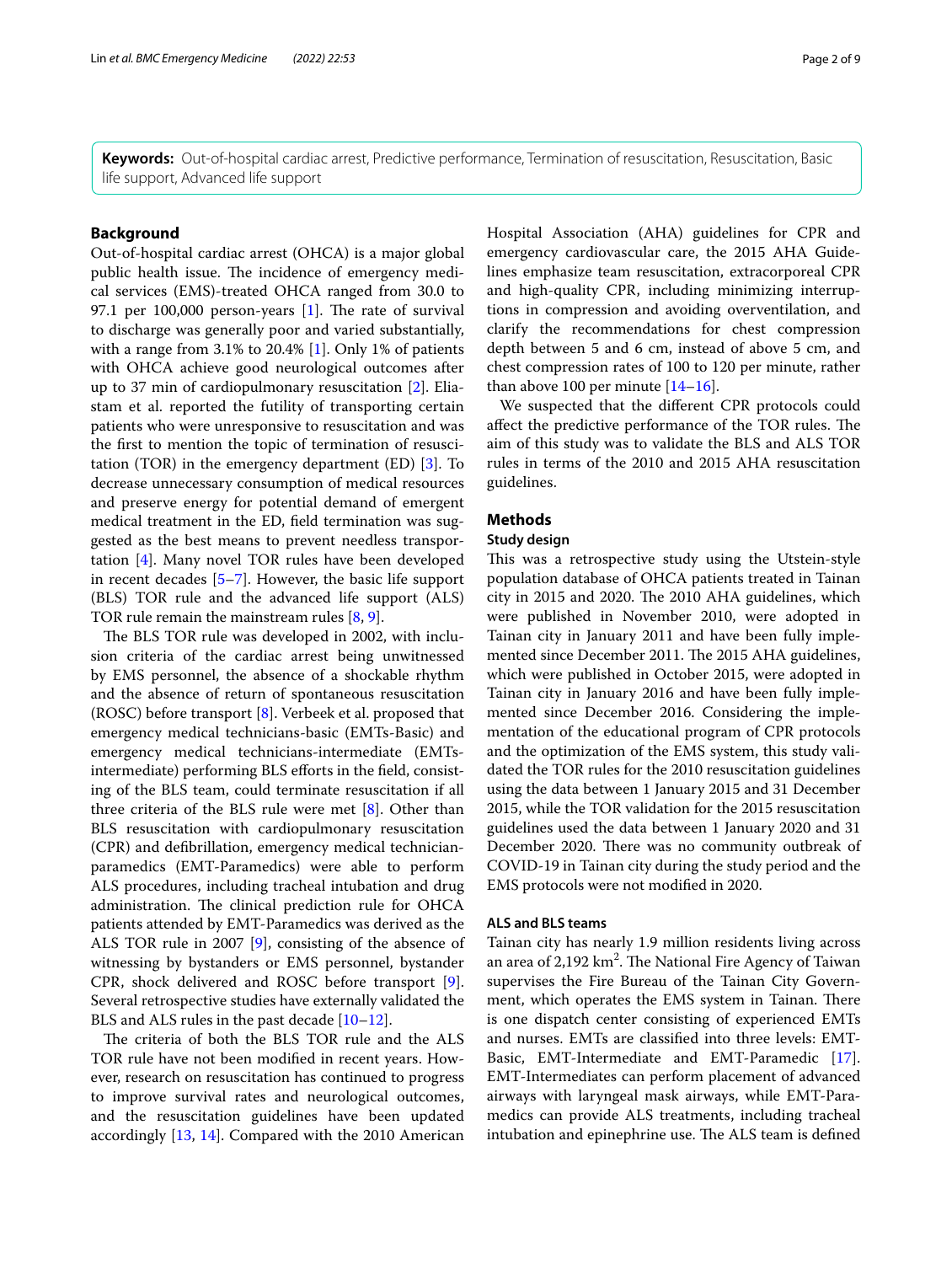**Keywords:** Out-of-hospital cardiac arrest, Predictive performance, Termination of resuscitation, Resuscitation, Basic life support, Advanced life support

## Background

Out-of-hospital cardiac arrest (OHCA) is a major global public health issue. The incidence of emergency medical services (EMS)-treated OHCA ranged from 30.0 to 97.1 per 100,000 person-years [1]. The rate of survival to discharge was generally poor and varied substantially, with a range from 3.1% to 20.4% [1]. Only 1% of patients with OHCA achieve good neurological outcomes after up to 37 min of cardiopulmonary resuscitation [2]. Eliastam et al. reported the futility of transporting certain patients who were unresponsive to resuscitation and was the first to mention the topic of termination of resuscitation (TOR) in the emergency department (ED) [3]. To decrease unnecessary consumption of medical resources and preserve energy for potential demand of emergent medical treatment in the ED, field termination was suggested as the best means to prevent needless transportation [4]. Many novel TOR rules have been developed in recent decades [5–7]. However, the basic life support (BLS) TOR rule and the advanced life support (ALS) TOR rule remain the mainstream rules [8, 9].

The BLS TOR rule was developed in 2002, with inclusion criteria of the cardiac arrest being unwitnessed by EMS personnel, the absence of a shockable rhythm and the absence of return of spontaneous resuscitation (ROSC) before transport [8]. Verbeek et al. proposed that emergency medical technicians-basic (EMTs-Basic) and emergency medical technicians-intermediate (EMTs-intermediate) performing BLS efforts in the field, consisting of the BLS team, could terminate resuscitation if all three criteria of the BLS rule were met [8]. Other than BLS resuscitation with cardiopulmonary resuscitation (CPR) and defibrillation, emergency medical technician-paramedics (EMT-Paramedics) were able to perform ALS procedures, including tracheal intubation and drug administration. The clinical prediction rule for OHCA patients attended by EMT-Paramedics was derived as the ALS TOR rule in 2007 [9], consisting of the absence of witnessing by bystanders or EMS personnel, bystander CPR, shock delivered and ROSC before transport [9]. Several retrospective studies have externally validated the BLS and ALS rules in the past decade [10–12].

The criteria of both the BLS TOR rule and the ALS TOR rule have not been modified in recent years. However, research on resuscitation has continued to progress to improve survival rates and neurological outcomes, and the resuscitation guidelines have been updated accordingly [13, 14]. Compared with the 2010 American Hospital Association (AHA) guidelines for CPR and emergency cardiovascular care, the 2015 AHA Guidelines emphasize team resuscitation, extracorporeal CPR and high-quality CPR, including minimizing interruptions in compression and avoiding overventilation, and clarify the recommendations for chest compression depth between 5 and 6 cm, instead of above 5 cm, and chest compression rates of 100 to 120 per minute, rather than above 100 per minute [14–16].

We suspected that the different CPR protocols could affect the predictive performance of the TOR rules. The aim of this study was to validate the BLS and ALS TOR rules in terms of the 2010 and 2015 AHA resuscitation guidelines.

## Methods

### Study design

This was a retrospective study using the Utstein-style population database of OHCA patients treated in Tainan city in 2015 and 2020. The 2010 AHA guidelines, which were published in November 2010, were adopted in Tainan city in January 2011 and have been fully implemented since December 2011. The 2015 AHA guidelines, which were published in October 2015, were adopted in Tainan city in January 2016 and have been fully implemented since December 2016. Considering the implementation of the educational program of CPR protocols and the optimization of the EMS system, this study validated the TOR rules for the 2010 resuscitation guidelines using the data between 1 January 2015 and 31 December 2015, while the TOR validation for the 2015 resuscitation guidelines used the data between 1 January 2020 and 31 December 2020. There was no community outbreak of COVID-19 in Tainan city during the study period and the EMS protocols were not modified in 2020.

### ALS and BLS teams

Tainan city has nearly 1.9 million residents living across an area of 2,192 km$^2$. The National Fire Agency of Taiwan supervises the Fire Bureau of the Tainan City Government, which operates the EMS system in Tainan. There is one dispatch center consisting of experienced EMTs and nurses. EMTs are classified into three levels: EMT-Basic, EMT-Intermediate and EMT-Paramedic [17]. EMT-Intermediates can perform placement of advanced airways with laryngeal mask airways, while EMT-Paramedics can provide ALS treatments, including tracheal intubation and epinephrine use. The ALS team is defined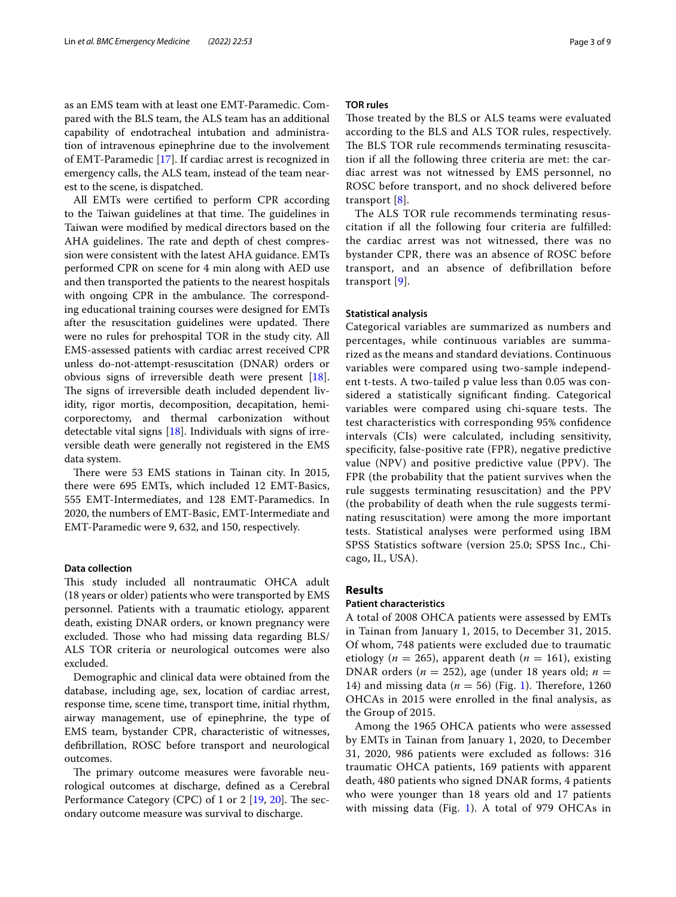as an EMS team with at least one EMT-Paramedic. Compared with the BLS team, the ALS team has an additional capability of endotracheal intubation and administration of intravenous epinephrine due to the involvement of EMT-Paramedic [17]. If cardiac arrest is recognized in emergency calls, the ALS team, instead of the team nearest to the scene, is dispatched.

All EMTs were certified to perform CPR according to the Taiwan guidelines at that time. The guidelines in Taiwan were modified by medical directors based on the AHA guidelines. The rate and depth of chest compression were consistent with the latest AHA guidance. EMTs performed CPR on scene for 4 min along with AED use and then transported the patients to the nearest hospitals with ongoing CPR in the ambulance. The corresponding educational training courses were designed for EMTs after the resuscitation guidelines were updated. There were no rules for prehospital TOR in the study city. All EMS-assessed patients with cardiac arrest received CPR unless do-not-attempt-resuscitation (DNAR) orders or obvious signs of irreversible death were present [18]. The signs of irreversible death included dependent lividity, rigor mortis, decomposition, decapitation, hemicorporectomy, and thermal carbonization without detectable vital signs [18]. Individuals with signs of irreversible death were generally not registered in the EMS data system.

There were 53 EMS stations in Tainan city. In 2015, there were 695 EMTs, which included 12 EMT-Basics, 555 EMT-Intermediates, and 128 EMT-Paramedics. In 2020, the numbers of EMT-Basic, EMT-Intermediate and EMT-Paramedic were 9, 632, and 150, respectively.

### Data collection

This study included all nontraumatic OHCA adult (18 years or older) patients who were transported by EMS personnel. Patients with a traumatic etiology, apparent death, existing DNAR orders, or known pregnancy were excluded. Those who had missing data regarding BLS/ALS TOR criteria or neurological outcomes were also excluded.

Demographic and clinical data were obtained from the database, including age, sex, location of cardiac arrest, response time, scene time, transport time, initial rhythm, airway management, use of epinephrine, the type of EMS team, bystander CPR, characteristic of witnesses, defibrillation, ROSC before transport and neurological outcomes.

The primary outcome measures were favorable neurological outcomes at discharge, defined as a Cerebral Performance Category (CPC) of 1 or 2 [19, 20]. The secondary outcome measure was survival to discharge.

### TOR rules

Those treated by the BLS or ALS teams were evaluated according to the BLS and ALS TOR rules, respectively. The BLS TOR rule recommends terminating resuscitation if all the following three criteria are met: the cardiac arrest was not witnessed by EMS personnel, no ROSC before transport, and no shock delivered before transport [8].

The ALS TOR rule recommends terminating resuscitation if all the following four criteria are fulfilled: the cardiac arrest was not witnessed, there was no bystander CPR, there was an absence of ROSC before transport, and an absence of defibrillation before transport [9].

### Statistical analysis

Categorical variables are summarized as numbers and percentages, while continuous variables are summarized as the means and standard deviations. Continuous variables were compared using two-sample independent t-tests. A two-tailed p value less than 0.05 was considered a statistically significant finding. Categorical variables were compared using chi-square tests. The test characteristics with corresponding 95% confidence intervals (CIs) were calculated, including sensitivity, specificity, false-positive rate (FPR), negative predictive value (NPV) and positive predictive value (PPV). The FPR (the probability that the patient survives when the rule suggests terminating resuscitation) and the PPV (the probability of death when the rule suggests terminating resuscitation) were among the more important tests. Statistical analyses were performed using IBM SPSS Statistics software (version 25.0; SPSS Inc., Chicago, IL, USA).

## Results

### Patient characteristics

A total of 2008 OHCA patients were assessed by EMTs in Tainan from January 1, 2015, to December 31, 2015. Of whom, 748 patients were excluded due to traumatic etiology ($n = 265$), apparent death ($n = 161$), existing DNAR orders ($n = 252$), age (under 18 years old; $n = 14$) and missing data ($n = 56$) (Fig. 1). Therefore, 1260 OHCAs in 2015 were enrolled in the final analysis, as the Group of 2015.

Among the 1965 OHCA patients who were assessed by EMTs in Tainan from January 1, 2020, to December 31, 2020, 986 patients were excluded as follows: 316 traumatic OHCA patients, 169 patients with apparent death, 480 patients who signed DNAR forms, 4 patients who were younger than 18 years old and 17 patients with missing data (Fig. 1). A total of 979 OHCAs in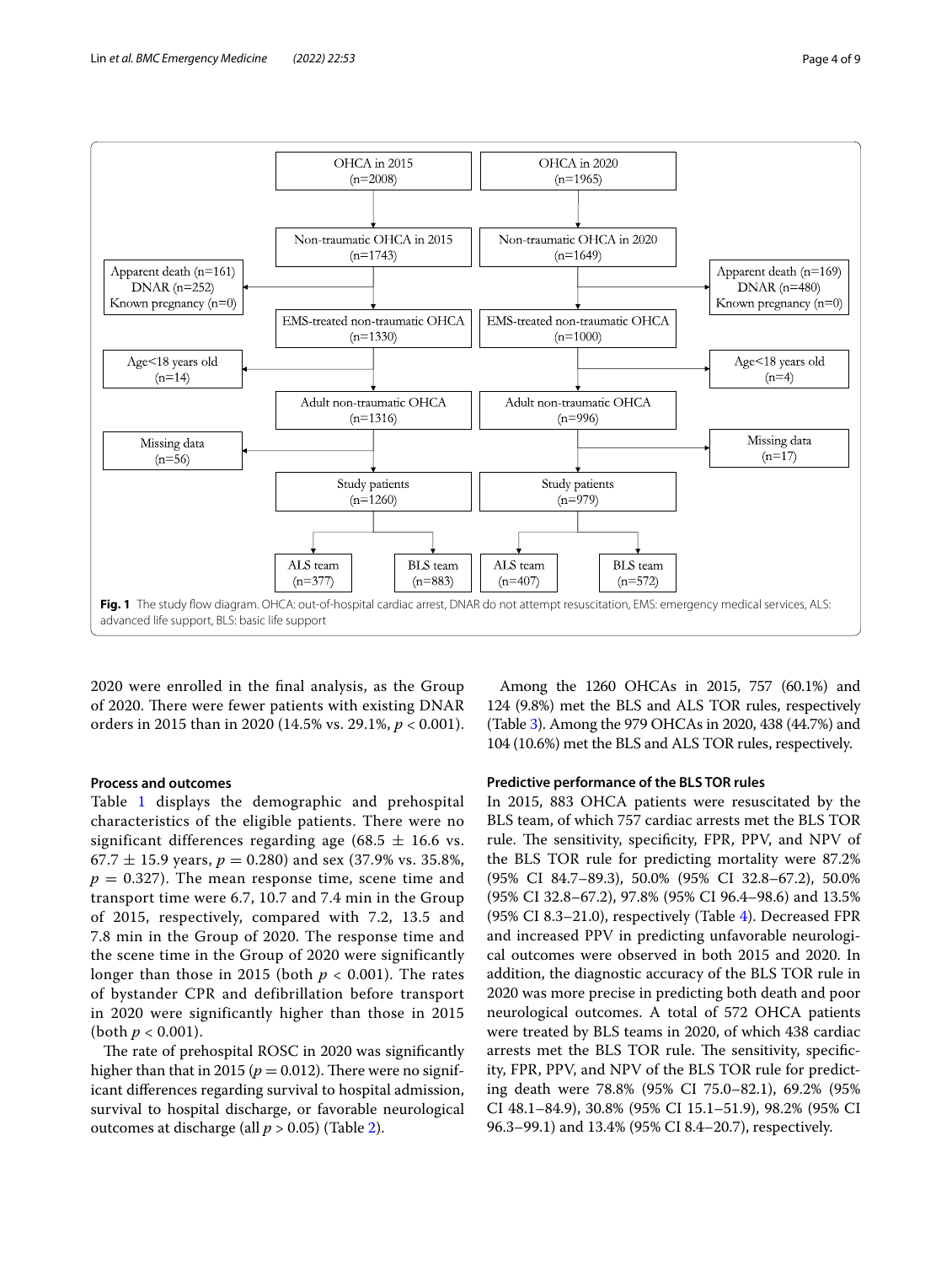**Fig. 1** The study flow diagram. OHCA: out-of-hospital cardiac arrest, DNAR do not attempt resuscitation, EMS: emergency medical services, ALS: advanced life support, BLS: basic life support

2020 were enrolled in the final analysis, as the Group of 2020. There were fewer patients with existing DNAR orders in 2015 than in 2020 (14.5% vs. 29.1%, $p < 0.001$).

### Process and outcomes

Table 1 displays the demographic and prehospital characteristics of the eligible patients. There were no significant differences regarding age (68.5 $\pm$ 16.6 vs. 67.7 $\pm$ 15.9 years, $p = 0.280$) and sex (37.9% vs. 35.8%, $p = 0.327$). The mean response time, scene time and transport time were 6.7, 10.7 and 7.4 min in the Group of 2015, respectively, compared with 7.2, 13.5 and 7.8 min in the Group of 2020. The response time and the scene time in the Group of 2020 were significantly longer than those in 2015 (both $p < 0.001$). The rates of bystander CPR and defibrillation before transport in 2020 were significantly higher than those in 2015 (both $p < 0.001$).

The rate of prehospital ROSC in 2020 was significantly higher than that in 2015 ($p = 0.012$). There were no significant differences regarding survival to hospital admission, survival to hospital discharge, or favorable neurological outcomes at discharge (all $p > 0.05$) (Table 2).

Among the 1260 OHCAs in 2015, 757 (60.1%) and 124 (9.8%) met the BLS and ALS TOR rules, respectively (Table 3). Among the 979 OHCAs in 2020, 438 (44.7%) and 104 (10.6%) met the BLS and ALS TOR rules, respectively.

### Predictive performance of the BLS TOR rules

In 2015, 883 OHCA patients were resuscitated by the BLS team, of which 757 cardiac arrests met the BLS TOR rule. The sensitivity, specificity, FPR, PPV, and NPV of the BLS TOR rule for predicting mortality were 87.2% (95% CI 84.7–89.3), 50.0% (95% CI 32.8–67.2), 50.0% (95% CI 32.8–67.2), 97.8% (95% CI 96.4–98.6) and 13.5% (95% CI 8.3–21.0), respectively (Table 4). Decreased FPR and increased PPV in predicting unfavorable neurological outcomes were observed in both 2015 and 2020. In addition, the diagnostic accuracy of the BLS TOR rule in 2020 was more precise in predicting both death and poor neurological outcomes. A total of 572 OHCA patients were treated by BLS teams in 2020, of which 438 cardiac arrests met the BLS TOR rule. The sensitivity, specificity, FPR, PPV, and NPV of the BLS TOR rule for predicting death were 78.8% (95% CI 75.0–82.1), 69.2% (95% CI 48.1–84.9), 30.8% (95% CI 15.1–51.9), 98.2% (95% CI 96.3–99.1) and 13.4% (95% CI 8.4–20.7), respectively.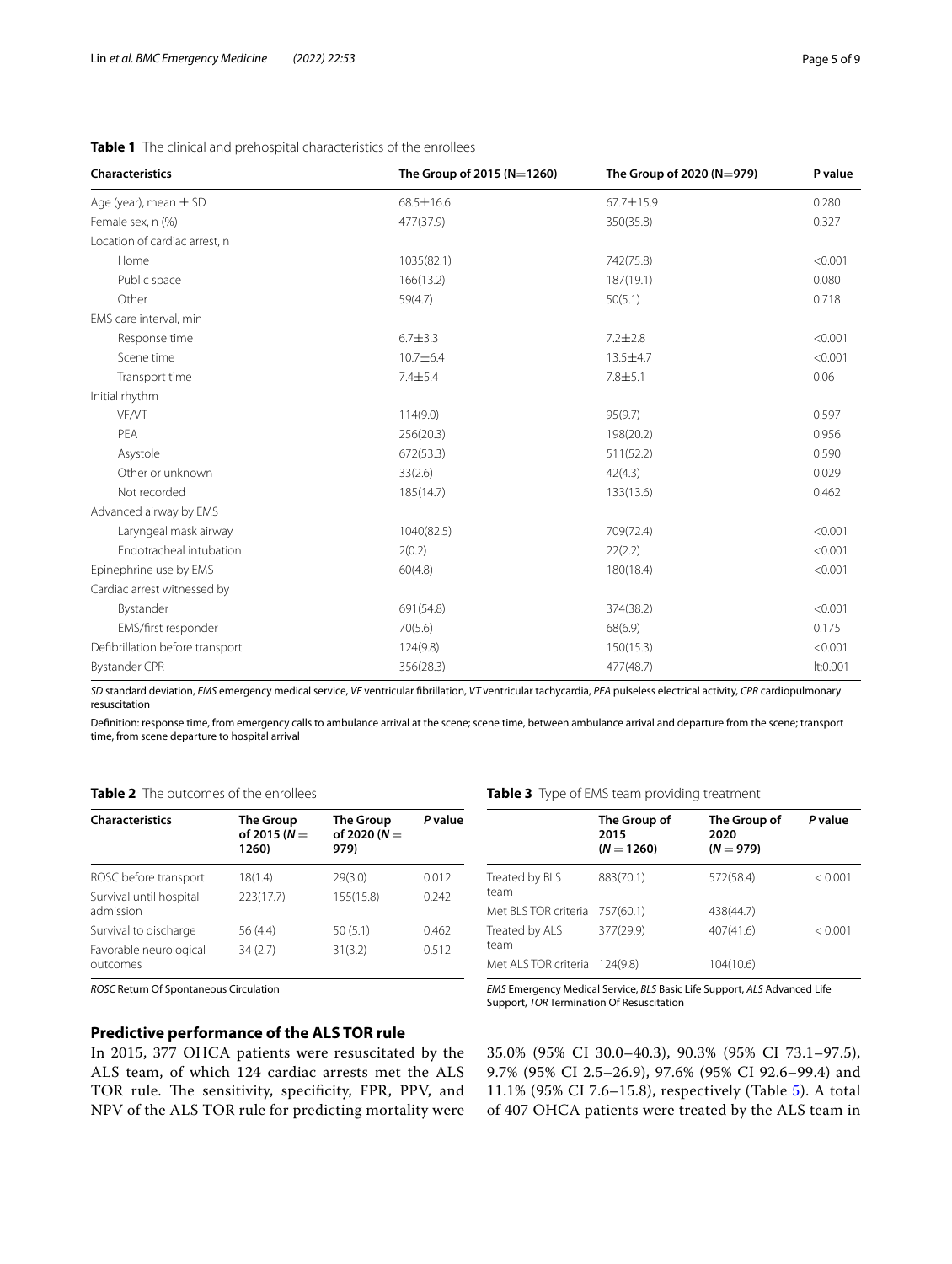**Table 1** The clinical and prehospital characteristics of the enrollees

| Characteristics | The Group of 2015 (N=1260) | The Group of 2020 (N=979) | P value |
|---|---|---|---|
| Age (year), mean ± SD | 68.5±16.6 | 67.7±15.9 | 0.280 |
| Female sex, n (%) | 477(37.9) | 350(35.8) | 0.327 |
| Location of cardiac arrest, n | | | |
| Home | 1035(82.1) | 742(75.8) | <0.001 |
| Public space | 166(13.2) | 187(19.1) | 0.080 |
| Other | 59(4.7) | 50(5.1) | 0.718 |
| EMS care interval, min | | | |
| Response time | 6.7±3.3 | 7.2±2.8 | <0.001 |
| Scene time | 10.7±6.4 | 13.5±4.7 | <0.001 |
| Transport time | 7.4±5.4 | 7.8±5.1 | 0.06 |
| Initial rhythm | | | |
| VF/VT | 114(9.0) | 95(9.7) | 0.597 |
| PEA | 256(20.3) | 198(20.2) | 0.956 |
| Asystole | 672(53.3) | 511(52.2) | 0.590 |
| Other or unknown | 33(2.6) | 42(4.3) | 0.029 |
| Not recorded | 185(14.7) | 133(13.6) | 0.462 |
| Advanced airway by EMS | | | |
| Laryngeal mask airway | 1040(82.5) | 709(72.4) | <0.001 |
| Endotracheal intubation | 2(0.2) | 22(2.2) | <0.001 |
| Epinephrine use by EMS | 60(4.8) | 180(18.4) | <0.001 |
| Cardiac arrest witnessed by | | | |
| Bystander | 691(54.8) | 374(38.2) | <0.001 |
| EMS/first responder | 70(5.6) | 68(6.9) | 0.175 |
| Defibrillation before transport | 124(9.8) | 150(15.3) | <0.001 |
| Bystander CPR | 356(28.3) | 477(48.7) | lt;0.001 |

*SD* standard deviation, *EMS* emergency medical service, *VF* ventricular fibrillation, *VT* ventricular tachycardia, *PEA* pulseless electrical activity, *CPR* cardiopulmonary resuscitation

Definition: response time, from emergency calls to ambulance arrival at the scene; scene time, between ambulance arrival and departure from the scene; transport time, from scene departure to hospital arrival

**Table 2** The outcomes of the enrollees

| Characteristics | The Group of 2015 (N = 1260) | The Group of 2020 (N = 979) | P value |
|---|---|---|---|
| ROSC before transport | 18(1.4) | 29(3.0) | 0.012 |
| Survival until hospital admission | 223(17.7) | 155(15.8) | 0.242 |
| Survival to discharge | 56 (4.4) | 50 (5.1) | 0.462 |
| Favorable neurological outcomes | 34 (2.7) | 31(3.2) | 0.512 |

*ROSC* Return Of Spontaneous Circulation

**Table 3** Type of EMS team providing treatment

| | The Group of 2015 (N = 1260) | The Group of 2020 (N = 979) | P value |
|---|---|---|---|
| Treated by BLS team | 883(70.1) | 572(58.4) | < 0.001 |
| Met BLS TOR criteria | 757(60.1) | 438(44.7) | |
| Treated by ALS team | 377(29.9) | 407(41.6) | < 0.001 |
| Met ALS TOR criteria | 124(9.8) | 104(10.6) | |

*EMS* Emergency Medical Service, *BLS* Basic Life Support, *ALS* Advanced Life Support, *TOR* Termination Of Resuscitation

## Predictive performance of the ALS TOR rule

In 2015, 377 OHCA patients were resuscitated by the ALS team, of which 124 cardiac arrests met the ALS TOR rule. The sensitivity, specificity, FPR, PPV, and NPV of the ALS TOR rule for predicting mortality were 35.0% (95% CI 30.0–40.3), 90.3% (95% CI 73.1–97.5), 9.7% (95% CI 2.5–26.9), 97.6% (95% CI 92.6–99.4) and 11.1% (95% CI 7.6–15.8), respectively (Table 5). A total of 407 OHCA patients were treated by the ALS team in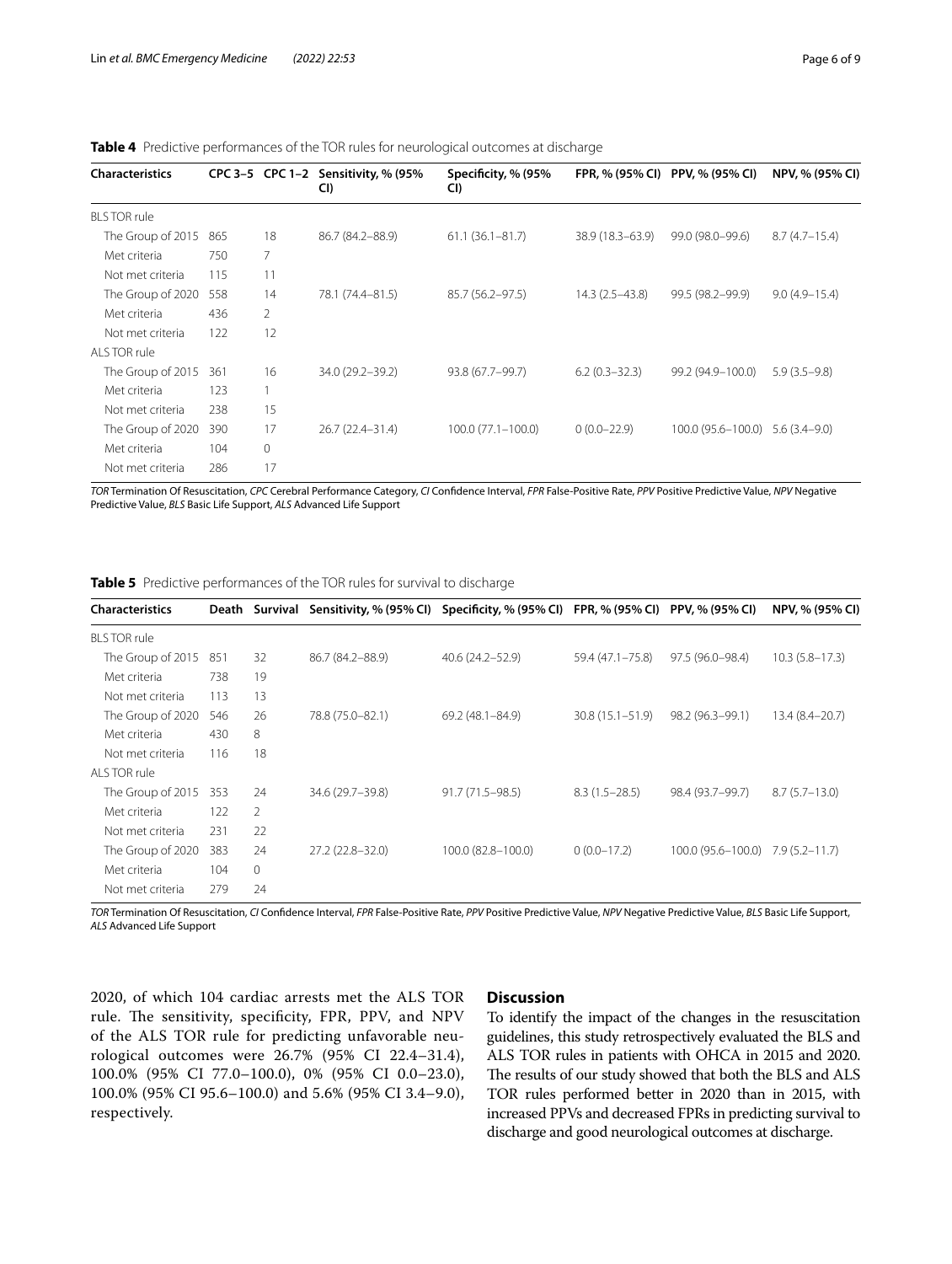**Table 4** Predictive performances of the TOR rules for neurological outcomes at discharge

| Characteristics | CPC 3–5 | CPC 1–2 | Sensitivity, % (95% CI) | Specificity, % (95% CI) | FPR, % (95% CI) | PPV, % (95% CI) | NPV, % (95% CI) |
|---|---|---|---|---|---|---|---|
| BLS TOR rule | | | | | | | |
| The Group of 2015 | 865 | 18 | 86.7 (84.2–88.9) | 61.1 (36.1–81.7) | 38.9 (18.3–63.9) | 99.0 (98.0–99.6) | 8.7 (4.7–15.4) |
| Met criteria | 750 | 7 | | | | | |
| Not met criteria | 115 | 11 | | | | | |
| The Group of 2020 | 558 | 14 | 78.1 (74.4–81.5) | 85.7 (56.2–97.5) | 14.3 (2.5–43.8) | 99.5 (98.2–99.9) | 9.0 (4.9–15.4) |
| Met criteria | 436 | 2 | | | | | |
| Not met criteria | 122 | 12 | | | | | |
| ALS TOR rule | | | | | | | |
| The Group of 2015 | 361 | 16 | 34.0 (29.2–39.2) | 93.8 (67.7–99.7) | 6.2 (0.3–32.3) | 99.2 (94.9–100.0) | 5.9 (3.5–9.8) |
| Met criteria | 123 | 1 | | | | | |
| Not met criteria | 238 | 15 | | | | | |
| The Group of 2020 | 390 | 17 | 26.7 (22.4–31.4) | 100.0 (77.1–100.0) | 0 (0.0–22.9) | 100.0 (95.6–100.0) | 5.6 (3.4–9.0) |
| Met criteria | 104 | 0 | | | | | |
| Not met criteria | 286 | 17 | | | | | |

*TOR* Termination Of Resuscitation, *CPC* Cerebral Performance Category, *CI* Confidence Interval, *FPR* False-Positive Rate, *PPV* Positive Predictive Value, *NPV* Negative Predictive Value, *BLS* Basic Life Support, *ALS* Advanced Life Support

**Table 5** Predictive performances of the TOR rules for survival to discharge

| Characteristics | Death | Survival | Sensitivity, % (95% CI) | Specificity, % (95% CI) | FPR, % (95% CI) | PPV, % (95% CI) | NPV, % (95% CI) |
|---|---|---|---|---|---|---|---|
| BLS TOR rule | | | | | | | |
| The Group of 2015 | 851 | 32 | 86.7 (84.2–88.9) | 40.6 (24.2–52.9) | 59.4 (47.1–75.8) | 97.5 (96.0–98.4) | 10.3 (5.8–17.3) |
| Met criteria | 738 | 19 | | | | | |
| Not met criteria | 113 | 13 | | | | | |
| The Group of 2020 | 546 | 26 | 78.8 (75.0–82.1) | 69.2 (48.1–84.9) | 30.8 (15.1–51.9) | 98.2 (96.3–99.1) | 13.4 (8.4–20.7) |
| Met criteria | 430 | 8 | | | | | |
| Not met criteria | 116 | 18 | | | | | |
| ALS TOR rule | | | | | | | |
| The Group of 2015 | 353 | 24 | 34.6 (29.7–39.8) | 91.7 (71.5–98.5) | 8.3 (1.5–28.5) | 98.4 (93.7–99.7) | 8.7 (5.7–13.0) |
| Met criteria | 122 | 2 | | | | | |
| Not met criteria | 231 | 22 | | | | | |
| The Group of 2020 | 383 | 24 | 27.2 (22.8–32.0) | 100.0 (82.8–100.0) | 0 (0.0–17.2) | 100.0 (95.6–100.0) | 7.9 (5.2–11.7) |
| Met criteria | 104 | 0 | | | | | |
| Not met criteria | 279 | 24 | | | | | |

*TOR* Termination Of Resuscitation, *CI* Confidence Interval, *FPR* False-Positive Rate, *PPV* Positive Predictive Value, *NPV* Negative Predictive Value, *BLS* Basic Life Support, *ALS* Advanced Life Support

2020, of which 104 cardiac arrests met the ALS TOR rule. The sensitivity, specificity, FPR, PPV, and NPV of the ALS TOR rule for predicting unfavorable neurological outcomes were 26.7% (95% CI 22.4–31.4), 100.0% (95% CI 77.0–100.0), 0% (95% CI 0.0–23.0), 100.0% (95% CI 95.6–100.0) and 5.6% (95% CI 3.4–9.0), respectively.

## Discussion

To identify the impact of the changes in the resuscitation guidelines, this study retrospectively evaluated the BLS and ALS TOR rules in patients with OHCA in 2015 and 2020. The results of our study showed that both the BLS and ALS TOR rules performed better in 2020 than in 2015, with increased PPVs and decreased FPRs in predicting survival to discharge and good neurological outcomes at discharge.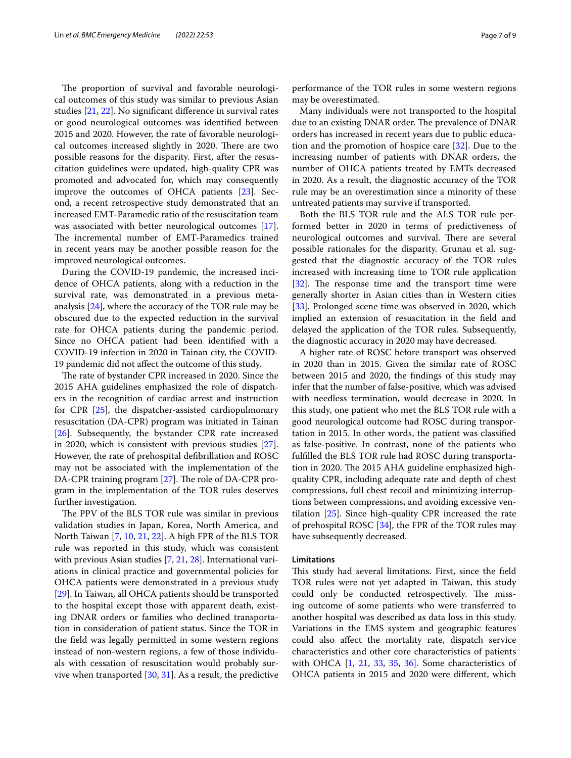The proportion of survival and favorable neurological outcomes of this study was similar to previous Asian studies [21, 22]. No significant difference in survival rates or good neurological outcomes was identified between 2015 and 2020. However, the rate of favorable neurological outcomes increased slightly in 2020. There are two possible reasons for the disparity. First, after the resuscitation guidelines were updated, high-quality CPR was promoted and advocated for, which may consequently improve the outcomes of OHCA patients [23]. Second, a recent retrospective study demonstrated that an increased EMT-Paramedic ratio of the resuscitation team was associated with better neurological outcomes [17]. The incremental number of EMT-Paramedics trained in recent years may be another possible reason for the improved neurological outcomes.

During the COVID-19 pandemic, the increased incidence of OHCA patients, along with a reduction in the survival rate, was demonstrated in a previous meta-analysis [24], where the accuracy of the TOR rule may be obscured due to the expected reduction in the survival rate for OHCA patients during the pandemic period. Since no OHCA patient had been identified with a COVID-19 infection in 2020 in Tainan city, the COVID-19 pandemic did not affect the outcome of this study.

The rate of bystander CPR increased in 2020. Since the 2015 AHA guidelines emphasized the role of dispatchers in the recognition of cardiac arrest and instruction for CPR [25], the dispatcher-assisted cardiopulmonary resuscitation (DA-CPR) program was initiated in Tainan [26]. Subsequently, the bystander CPR rate increased in 2020, which is consistent with previous studies [27]. However, the rate of prehospital defibrillation and ROSC may not be associated with the implementation of the DA-CPR training program [27]. The role of DA-CPR program in the implementation of the TOR rules deserves further investigation.

The PPV of the BLS TOR rule was similar in previous validation studies in Japan, Korea, North America, and North Taiwan [7, 10, 21, 22]. A high FPR of the BLS TOR rule was reported in this study, which was consistent with previous Asian studies [7, 21, 28]. International variations in clinical practice and governmental policies for OHCA patients were demonstrated in a previous study [29]. In Taiwan, all OHCA patients should be transported to the hospital except those with apparent death, existing DNAR orders or families who declined transportation in consideration of patient status. Since the TOR in the field was legally permitted in some western regions instead of non-western regions, a few of those individuals with cessation of resuscitation would probably survive when transported [30, 31]. As a result, the predictive performance of the TOR rules in some western regions may be overestimated.

Many individuals were not transported to the hospital due to an existing DNAR order. The prevalence of DNAR orders has increased in recent years due to public education and the promotion of hospice care [32]. Due to the increasing number of patients with DNAR orders, the number of OHCA patients treated by EMTs decreased in 2020. As a result, the diagnostic accuracy of the TOR rule may be an overestimation since a minority of these untreated patients may survive if transported.

Both the BLS TOR rule and the ALS TOR rule performed better in 2020 in terms of predictiveness of neurological outcomes and survival. There are several possible rationales for the disparity. Grunau et al. suggested that the diagnostic accuracy of the TOR rules increased with increasing time to TOR rule application [32]. The response time and the transport time were generally shorter in Asian cities than in Western cities [33]. Prolonged scene time was observed in 2020, which implied an extension of resuscitation in the field and delayed the application of the TOR rules. Subsequently, the diagnostic accuracy in 2020 may have decreased.

A higher rate of ROSC before transport was observed in 2020 than in 2015. Given the similar rate of ROSC between 2015 and 2020, the findings of this study may infer that the number of false-positive, which was advised with needless termination, would decrease in 2020. In this study, one patient who met the BLS TOR rule with a good neurological outcome had ROSC during transportation in 2015. In other words, the patient was classified as false-positive. In contrast, none of the patients who fulfilled the BLS TOR rule had ROSC during transportation in 2020. The 2015 AHA guideline emphasized high-quality CPR, including adequate rate and depth of chest compressions, full chest recoil and minimizing interruptions between compressions, and avoiding excessive ventilation [25]. Since high-quality CPR increased the rate of prehospital ROSC [34], the FPR of the TOR rules may have subsequently decreased.

## Limitations

This study had several limitations. First, since the field TOR rules were not yet adapted in Taiwan, this study could only be conducted retrospectively. The missing outcome of some patients who were transferred to another hospital was described as data loss in this study. Variations in the EMS system and geographic features could also affect the mortality rate, dispatch service characteristics and other core characteristics of patients with OHCA [1, 21, 33, 35, 36]. Some characteristics of OHCA patients in 2015 and 2020 were different, which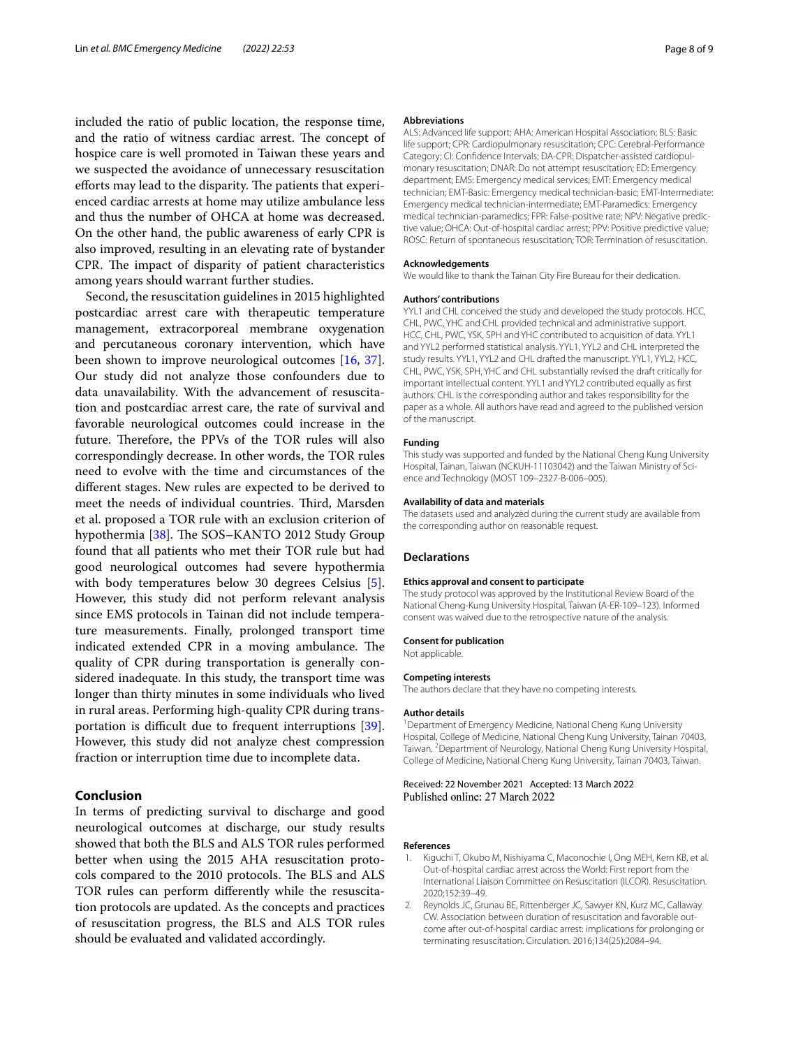included the ratio of public location, the response time, and the ratio of witness cardiac arrest. The concept of hospice care is well promoted in Taiwan these years and we suspected the avoidance of unnecessary resuscitation efforts may lead to the disparity. The patients that experienced cardiac arrests at home may utilize ambulance less and thus the number of OHCA at home was decreased. On the other hand, the public awareness of early CPR is also improved, resulting in an elevating rate of bystander CPR. The impact of disparity of patient characteristics among years should warrant further studies.

Second, the resuscitation guidelines in 2015 highlighted postcardiac arrest care with therapeutic temperature management, extracorporeal membrane oxygenation and percutaneous coronary intervention, which have been shown to improve neurological outcomes [16, 37]. Our study did not analyze those confounders due to data unavailability. With the advancement of resuscitation and postcardiac arrest care, the rate of survival and favorable neurological outcomes could increase in the future. Therefore, the PPVs of the TOR rules will also correspondingly decrease. In other words, the TOR rules need to evolve with the time and circumstances of the different stages. New rules are expected to be derived to meet the needs of individual countries. Third, Marsden et al. proposed a TOR rule with an exclusion criterion of hypothermia [38]. The SOS–KANTO 2012 Study Group found that all patients who met their TOR rule but had good neurological outcomes had severe hypothermia with body temperatures below 30 degrees Celsius [5]. However, this study did not perform relevant analysis since EMS protocols in Tainan did not include temperature measurements. Finally, prolonged transport time indicated extended CPR in a moving ambulance. The quality of CPR during transportation is generally considered inadequate. In this study, the transport time was longer than thirty minutes in some individuals who lived in rural areas. Performing high-quality CPR during transportation is difficult due to frequent interruptions [39]. However, this study did not analyze chest compression fraction or interruption time due to incomplete data.

## Conclusion

In terms of predicting survival to discharge and good neurological outcomes at discharge, our study results showed that both the BLS and ALS TOR rules performed better when using the 2015 AHA resuscitation protocols compared to the 2010 protocols. The BLS and ALS TOR rules can perform differently while the resuscitation protocols are updated. As the concepts and practices of resuscitation progress, the BLS and ALS TOR rules should be evaluated and validated accordingly.

#### Abbreviations

ALS: Advanced life support; AHA: American Hospital Association; BLS: Basic life support; CPR: Cardiopulmonary resuscitation; CPC: Cerebral-Performance Category; CI: Confidence Intervals; DA-CPR: Dispatcher-assisted cardiopulmonary resuscitation; DNAR: Do not attempt resuscitation; ED: Emergency department; EMS: Emergency medical services; EMT: Emergency medical technician; EMT-Basic: Emergency medical technician-basic; EMT-Intermediate: Emergency medical technician-intermediate; EMT-Paramedics: Emergency medical technician-paramedics; FPR: False-positive rate; NPV: Negative predictive value; OHCA: Out-of-hospital cardiac arrest; PPV: Positive predictive value; ROSC: Return of spontaneous resuscitation; TOR: Termination of resuscitation.

#### Acknowledgements

We would like to thank the Tainan City Fire Bureau for their dedication.

#### Authors' contributions

YYL1 and CHL conceived the study and developed the study protocols. HCC, CHL, PWC, YHC and CHL provided technical and administrative support. HCC, CHL, PWC, YSK, SPH and YHC contributed to acquisition of data. YYL1 and YYL2 performed statistical analysis. YYL1, YYL2 and CHL interpreted the study results. YYL1, YYL2 and CHL drafted the manuscript. YYL1, YYL2, HCC, CHL, PWC, YSK, SPH, YHC and CHL substantially revised the draft critically for important intellectual content. YYL1 and YYL2 contributed equally as first authors. CHL is the corresponding author and takes responsibility for the paper as a whole. All authors have read and agreed to the published version of the manuscript.

#### Funding

This study was supported and funded by the National Cheng Kung University Hospital, Tainan, Taiwan (NCKUH-11103042) and the Taiwan Ministry of Science and Technology (MOST 109–2327-B-006–005).

#### Availability of data and materials

The datasets used and analyzed during the current study are available from the corresponding author on reasonable request.

### Declarations

#### Ethics approval and consent to participate

The study protocol was approved by the Institutional Review Board of the National Cheng-Kung University Hospital, Taiwan (A-ER-109–123). Informed consent was waived due to the retrospective nature of the analysis.

#### Consent for publication

Not applicable.

#### Competing interests

The authors declare that they have no competing interests.

#### Author details

[1]Department of Emergency Medicine, National Cheng Kung University Hospital, College of Medicine, National Cheng Kung University, Tainan 70403, Taiwan. [2]Department of Neurology, National Cheng Kung University Hospital, College of Medicine, National Cheng Kung University, Tainan 70403, Taiwan.

Received: 22 November 2021 Accepted: 13 March 2022
Published online: 27 March 2022

#### References

1. Kiguchi T, Okubo M, Nishiyama C, Maconochie I, Ong MEH, Kern KB, et al. Out-of-hospital cardiac arrest across the World: First report from the International Liaison Committee on Resuscitation (ILCOR). Resuscitation. 2020;152:39–49.
2. Reynolds JC, Grunau BE, Rittenberger JC, Sawyer KN, Kurz MC, Callaway CW. Association between duration of resuscitation and favorable outcome after out-of-hospital cardiac arrest: implications for prolonging or terminating resuscitation. Circulation. 2016;134(25):2084–94.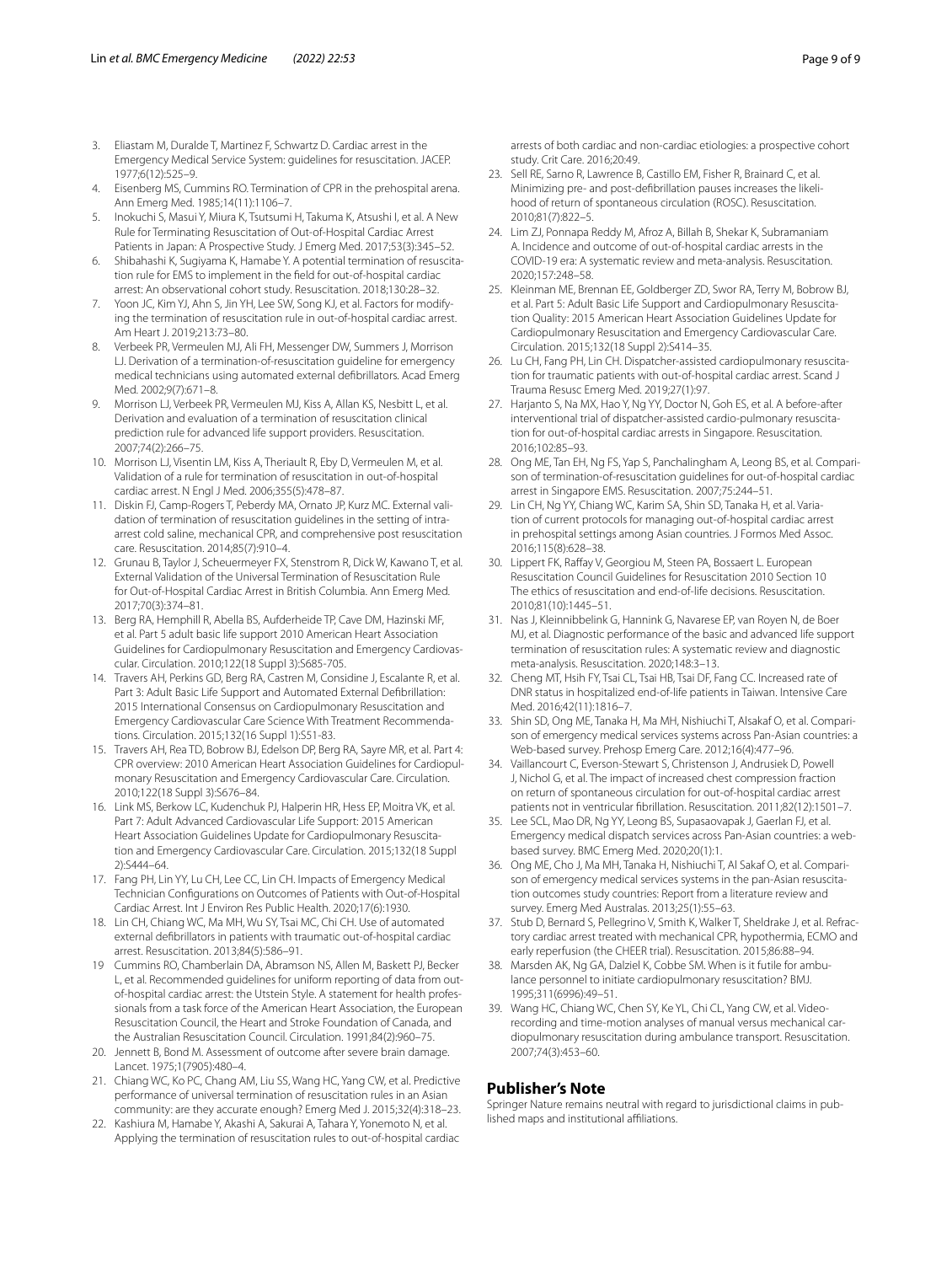3. Eliastam M, Duralde T, Martinez F, Schwartz D. Cardiac arrest in the Emergency Medical Service System: guidelines for resuscitation. JACEP. 1977;6(12):525–9.
4. Eisenberg MS, Cummins RO. Termination of CPR in the prehospital arena. Ann Emerg Med. 1985;14(11):1106–7.
5. Inokuchi S, Masui Y, Miura K, Tsutsumi H, Takuma K, Atsushi I, et al. A New Rule for Terminating Resuscitation of Out-of-Hospital Cardiac Arrest Patients in Japan: A Prospective Study. J Emerg Med. 2017;53(3):345–52.
6. Shibahashi K, Sugiyama K, Hamabe Y. A potential termination of resuscitation rule for EMS to implement in the field for out-of-hospital cardiac arrest: An observational cohort study. Resuscitation. 2018;130:28–32.
7. Yoon JC, Kim YJ, Ahn S, Jin YH, Lee SW, Song KJ, et al. Factors for modifying the termination of resuscitation rule in out-of-hospital cardiac arrest. Am Heart J. 2019;213:73–80.
8. Verbeek PR, Vermeulen MJ, Ali FH, Messenger DW, Summers J, Morrison LJ. Derivation of a termination-of-resuscitation guideline for emergency medical technicians using automated external defibrillators. Acad Emerg Med. 2002;9(7):671–8.
9. Morrison LJ, Verbeek PR, Vermeulen MJ, Kiss A, Allan KS, Nesbitt L, et al. Derivation and evaluation of a termination of resuscitation clinical prediction rule for advanced life support providers. Resuscitation. 2007;74(2):266–75.
10. Morrison LJ, Visentin LM, Kiss A, Theriault R, Eby D, Vermeulen M, et al. Validation of a rule for termination of resuscitation in out-of-hospital cardiac arrest. N Engl J Med. 2006;355(5):478–87.
11. Diskin FJ, Camp-Rogers T, Peberdy MA, Ornato JP, Kurz MC. External validation of termination of resuscitation guidelines in the setting of intra-arrest cold saline, mechanical CPR, and comprehensive post resuscitation care. Resuscitation. 2014;85(7):910–4.
12. Grunau B, Taylor J, Scheuermeyer FX, Stenstrom R, Dick W, Kawano T, et al. External Validation of the Universal Termination of Resuscitation Rule for Out-of-Hospital Cardiac Arrest in British Columbia. Ann Emerg Med. 2017;70(3):374–81.
13. Berg RA, Hemphill R, Abella BS, Aufderheide TP, Cave DM, Hazinski MF, et al. Part 5 adult basic life support 2010 American Heart Association Guidelines for Cardiopulmonary Resuscitation and Emergency Cardiovascular. Circulation. 2010;122(18 Suppl 3):S685-705.
14. Travers AH, Perkins GD, Berg RA, Castren M, Considine J, Escalante R, et al. Part 3: Adult Basic Life Support and Automated External Defibrillation: 2015 International Consensus on Cardiopulmonary Resuscitation and Emergency Cardiovascular Care Science With Treatment Recommendations. Circulation. 2015;132(16 Suppl 1):S51-83.
15. Travers AH, Rea TD, Bobrow BJ, Edelson DP, Berg RA, Sayre MR, et al. Part 4: CPR overview: 2010 American Heart Association Guidelines for Cardiopulmonary Resuscitation and Emergency Cardiovascular Care. Circulation. 2010;122(18 Suppl 3):S676–84.
16. Link MS, Berkow LC, Kudenchuk PJ, Halperin HR, Hess EP, Moitra VK, et al. Part 7: Adult Advanced Cardiovascular Life Support: 2015 American Heart Association Guidelines Update for Cardiopulmonary Resuscitation and Emergency Cardiovascular Care. Circulation. 2015;132(18 Suppl 2):S444–64.
17. Fang PH, Lin YY, Lu CH, Lee CC, Lin CH. Impacts of Emergency Medical Technician Configurations on Outcomes of Patients with Out-of-Hospital Cardiac Arrest. Int J Environ Res Public Health. 2020;17(6):1930.
18. Lin CH, Chiang WC, Ma MH, Wu SY, Tsai MC, Chi CH. Use of automated external defibrillators in patients with traumatic out-of-hospital cardiac arrest. Resuscitation. 2013;84(5):586–91.
19. Cummins RO, Chamberlain DA, Abramson NS, Allen M, Baskett PJ, Becker L, et al. Recommended guidelines for uniform reporting of data from out-of-hospital cardiac arrest: the Utstein Style. A statement for health professionals from a task force of the American Heart Association, the European Resuscitation Council, the Heart and Stroke Foundation of Canada, and the Australian Resuscitation Council. Circulation. 1991;84(2):960–75.
20. Jennett B, Bond M. Assessment of outcome after severe brain damage. Lancet. 1975;1(7905):480–4.
21. Chiang WC, Ko PC, Chang AM, Liu SS, Wang HC, Yang CW, et al. Predictive performance of universal termination of resuscitation rules in an Asian community: are they accurate enough? Emerg Med J. 2015;32(4):318–23.
22. Kashiura M, Hamabe Y, Akashi A, Sakurai A, Tahara Y, Yonemoto N, et al. Applying the termination of resuscitation rules to out-of-hospital cardiac arrests of both cardiac and non-cardiac etiologies: a prospective cohort study. Crit Care. 2016;20:49.
23. Sell RE, Sarno R, Lawrence B, Castillo EM, Fisher R, Brainard C, et al. Minimizing pre- and post-defibrillation pauses increases the likelihood of return of spontaneous circulation (ROSC). Resuscitation. 2010;81(7):822–5.
24. Lim ZJ, Ponnapa Reddy M, Afroz A, Billah B, Shekar K, Subramaniam A. Incidence and outcome of out-of-hospital cardiac arrests in the COVID-19 era: A systematic review and meta-analysis. Resuscitation. 2020;157:248–58.
25. Kleinman ME, Brennan EE, Goldberger ZD, Swor RA, Terry M, Bobrow BJ, et al. Part 5: Adult Basic Life Support and Cardiopulmonary Resuscitation Quality: 2015 American Heart Association Guidelines Update for Cardiopulmonary Resuscitation and Emergency Cardiovascular Care. Circulation. 2015;132(18 Suppl 2):S414–35.
26. Lu CH, Fang PH, Lin CH. Dispatcher-assisted cardiopulmonary resuscitation for traumatic patients with out-of-hospital cardiac arrest. Scand J Trauma Resusc Emerg Med. 2019;27(1):97.
27. Harjanto S, Na MX, Hao Y, Ng YY, Doctor N, Goh ES, et al. A before-after interventional trial of dispatcher-assisted cardio-pulmonary resuscitation for out-of-hospital cardiac arrests in Singapore. Resuscitation. 2016;102:85–93.
28. Ong ME, Tan EH, Ng FS, Yap S, Panchalingham A, Leong BS, et al. Comparison of termination-of-resuscitation guidelines for out-of-hospital cardiac arrest in Singapore EMS. Resuscitation. 2007;75:244–51.
29. Lin CH, Ng YY, Chiang WC, Karim SA, Shin SD, Tanaka H, et al. Variation of current protocols for managing out-of-hospital cardiac arrest in prehospital settings among Asian countries. J Formos Med Assoc. 2016;115(8):628–38.
30. Lippert FK, Raffay V, Georgiou M, Steen PA, Bossaert L. European Resuscitation Council Guidelines for Resuscitation 2010 Section 10 The ethics of resuscitation and end-of-life decisions. Resuscitation. 2010;81(10):1445–51.
31. Nas J, Kleinnibbelink G, Hannink G, Navarese EP, van Royen N, de Boer MJ, et al. Diagnostic performance of the basic and advanced life support termination of resuscitation rules: A systematic review and diagnostic meta-analysis. Resuscitation. 2020;148:3–13.
32. Cheng MT, Hsih FY, Tsai CL, Tsai HB, Tsai DF, Fang CC. Increased rate of DNR status in hospitalized end-of-life patients in Taiwan. Intensive Care Med. 2016;42(11):1816–7.
33. Shin SD, Ong ME, Tanaka H, Ma MH, Nishiuchi T, Alsakaf O, et al. Comparison of emergency medical services systems across Pan-Asian countries: a Web-based survey. Prehosp Emerg Care. 2012;16(4):477–96.
34. Vaillancourt C, Everson-Stewart S, Christenson J, Andrusiek D, Powell J, Nichol G, et al. The impact of increased chest compression fraction on return of spontaneous circulation for out-of-hospital cardiac arrest patients not in ventricular fibrillation. Resuscitation. 2011;82(12):1501–7.
35. Lee SCL, Mao DR, Ng YY, Leong BS, Supasaovapak J, Gaerlan FJ, et al. Emergency medical dispatch services across Pan-Asian countries: a web-based survey. BMC Emerg Med. 2020;20(1):1.
36. Ong ME, Cho J, Ma MH, Tanaka H, Nishiuchi T, Al Sakaf O, et al. Comparison of emergency medical services systems in the pan-Asian resuscitation outcomes study countries: Report from a literature review and survey. Emerg Med Australas. 2013;25(1):55–63.
37. Stub D, Bernard S, Pellegrino V, Smith K, Walker T, Sheldrake J, et al. Refractory cardiac arrest treated with mechanical CPR, hypothermia, ECMO and early reperfusion (the CHEER trial). Resuscitation. 2015;86:88–94.
38. Marsden AK, Ng GA, Dalziel K, Cobbe SM. When is it futile for ambulance personnel to initiate cardiopulmonary resuscitation? BMJ. 1995;311(6996):49–51.
39. Wang HC, Chiang WC, Chen SY, Ke YL, Chi CL, Yang CW, et al. Video-recording and time-motion analyses of manual versus mechanical cardiopulmonary resuscitation during ambulance transport. Resuscitation. 2007;74(3):453–60.

## Publisher's Note

Springer Nature remains neutral with regard to jurisdictional claims in published maps and institutional affiliations.